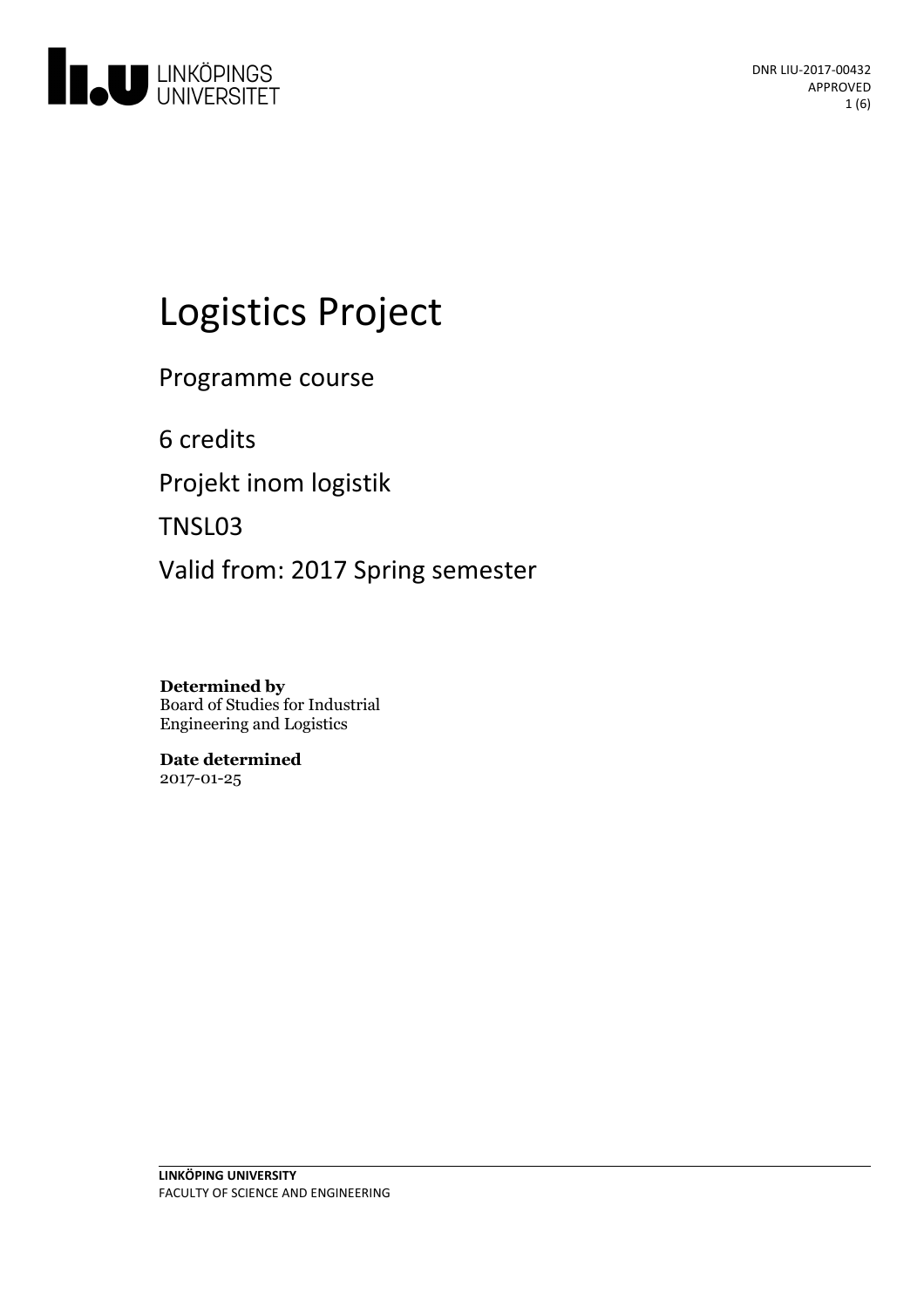DNR LIU-2017-00432
APPROVED

# Logistics Project

Programme course

6 credits

Projekt inom logistik

TNSL03

Valid from: 2017 Spring semester

**Determined by**
Board of Studies for Industrial Engineering and Logistics

**Date determined**
2017-01-25

**LINKÖPING UNIVERSITY**
FACULTY OF SCIENCE AND ENGINEERING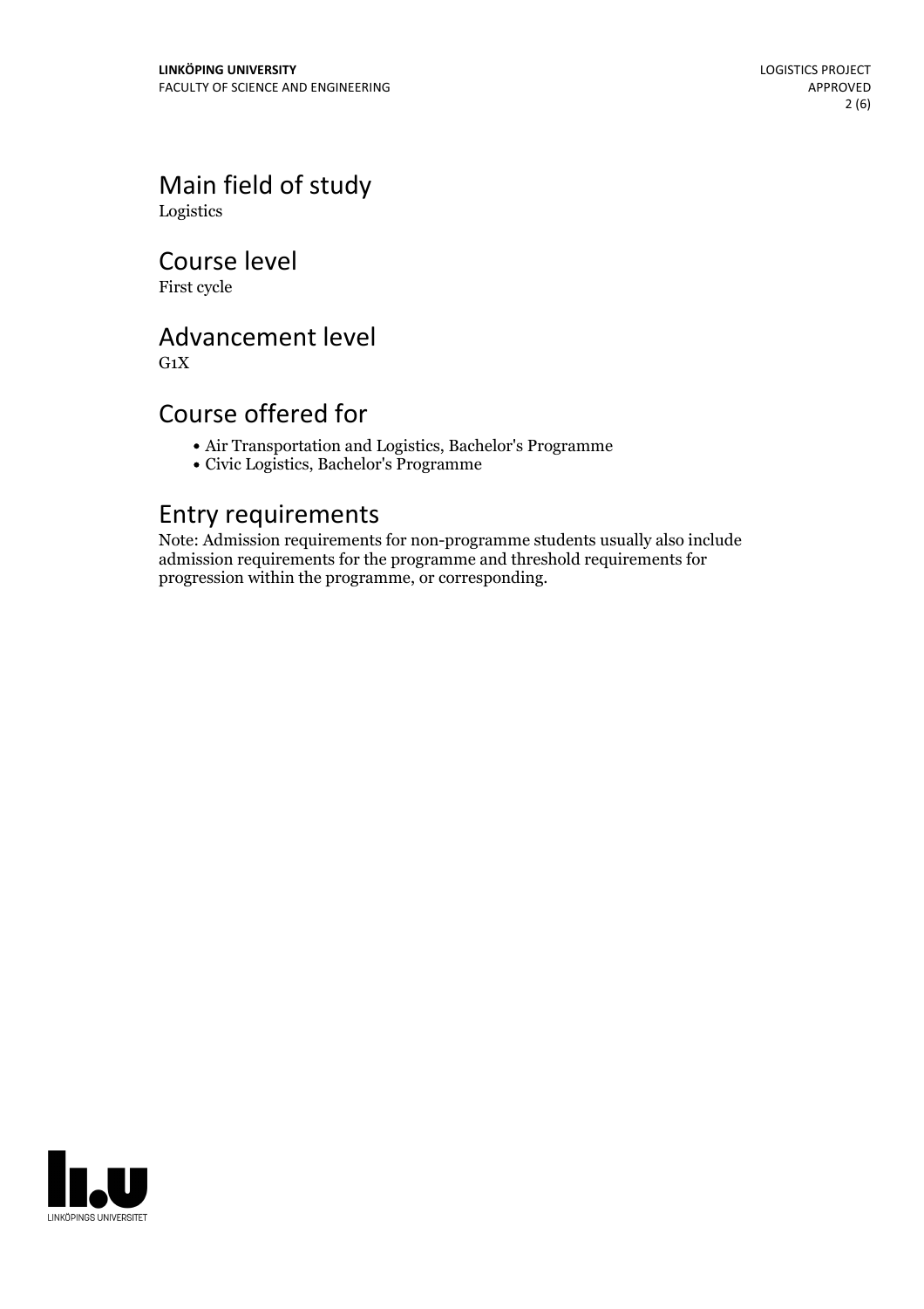## Main field of study

Logistics

## Course level

First cycle

## Advancement level

G1X

## Course offered for

- Air Transportation and Logistics, Bachelor's Programme
- Civic Logistics, Bachelor's Programme

## Entry requirements

Note: Admission requirements for non-programme students usually also include admission requirements for the programme and threshold requirements for progression within the programme, or corresponding.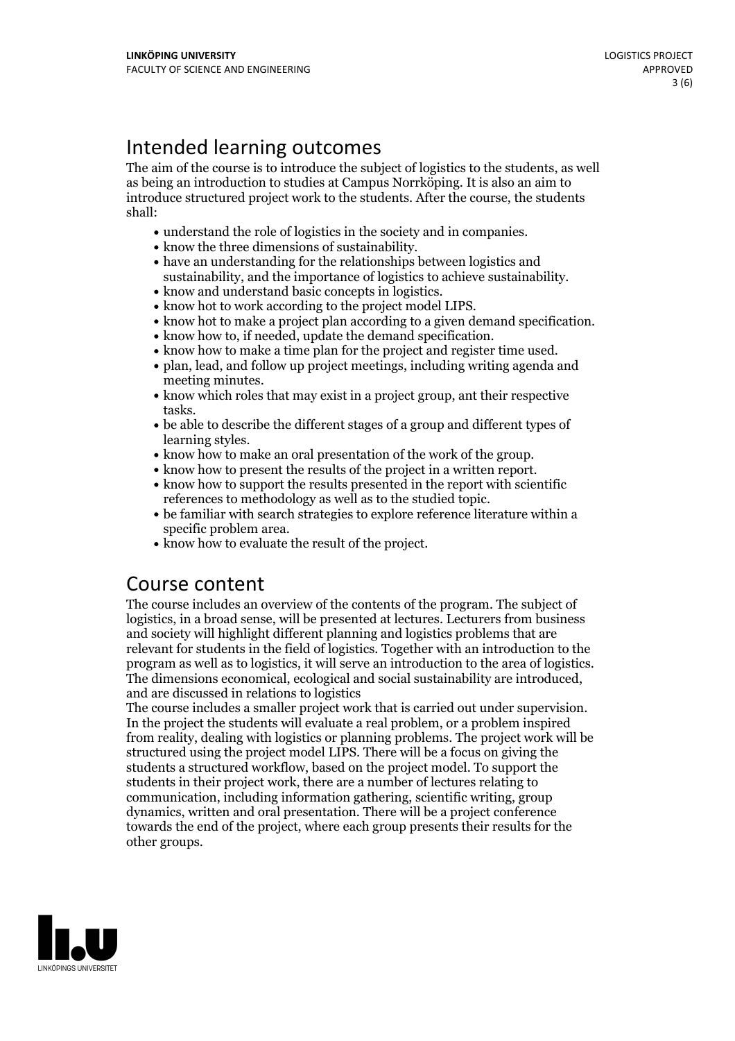## Intended learning outcomes

The aim of the course is to introduce the subject of logistics to the students, as well as being an introduction to studies at Campus Norrköping. It is also an aim to introduce structured project work to the students. After the course, the students shall:

- understand the role of logistics in the society and in companies.
- know the three dimensions of sustainability.
- have an understanding for the relationships between logistics and sustainability, and the importance of logistics to achieve sustainability.
- know and understand basic concepts in logistics.
- know hot to work according to the project model LIPS.
- know hot to make a project plan according to a given demand specification.
- know how to, if needed, update the demand specification.
- know how to make a time plan for the project and register time used.
- plan, lead, and follow up project meetings, including writing agenda and meeting minutes.
- know which roles that may exist in a project group, ant their respective tasks.
- be able to describe the different stages of a group and different types of learning styles.
- know how to make an oral presentation of the work of the group.
- know how to present the results of the project in a written report.
- know how to support the results presented in the report with scientific references to methodology as well as to the studied topic.
- be familiar with search strategies to explore reference literature within a specific problem area.
- know how to evaluate the result of the project.

## Course content

The course includes an overview of the contents of the program. The subject of logistics, in a broad sense, will be presented at lectures. Lecturers from business and society will highlight different planning and logistics problems that are relevant for students in the field of logistics. Together with an introduction to the program as well as to logistics, it will serve an introduction to the area of logistics. The dimensions economical, ecological and social sustainability are introduced, and are discussed in relations to logistics

The course includes a smaller project work that is carried out under supervision. In the project the students will evaluate a real problem, or a problem inspired from reality, dealing with logistics or planning problems. The project work will be structured using the project model LIPS. There will be a focus on giving the students a structured workflow, based on the project model. To support the students in their project work, there are a number of lectures relating to communication, including information gathering, scientific writing, group dynamics, written and oral presentation. There will be a project conference towards the end of the project, where each group presents their results for the other groups.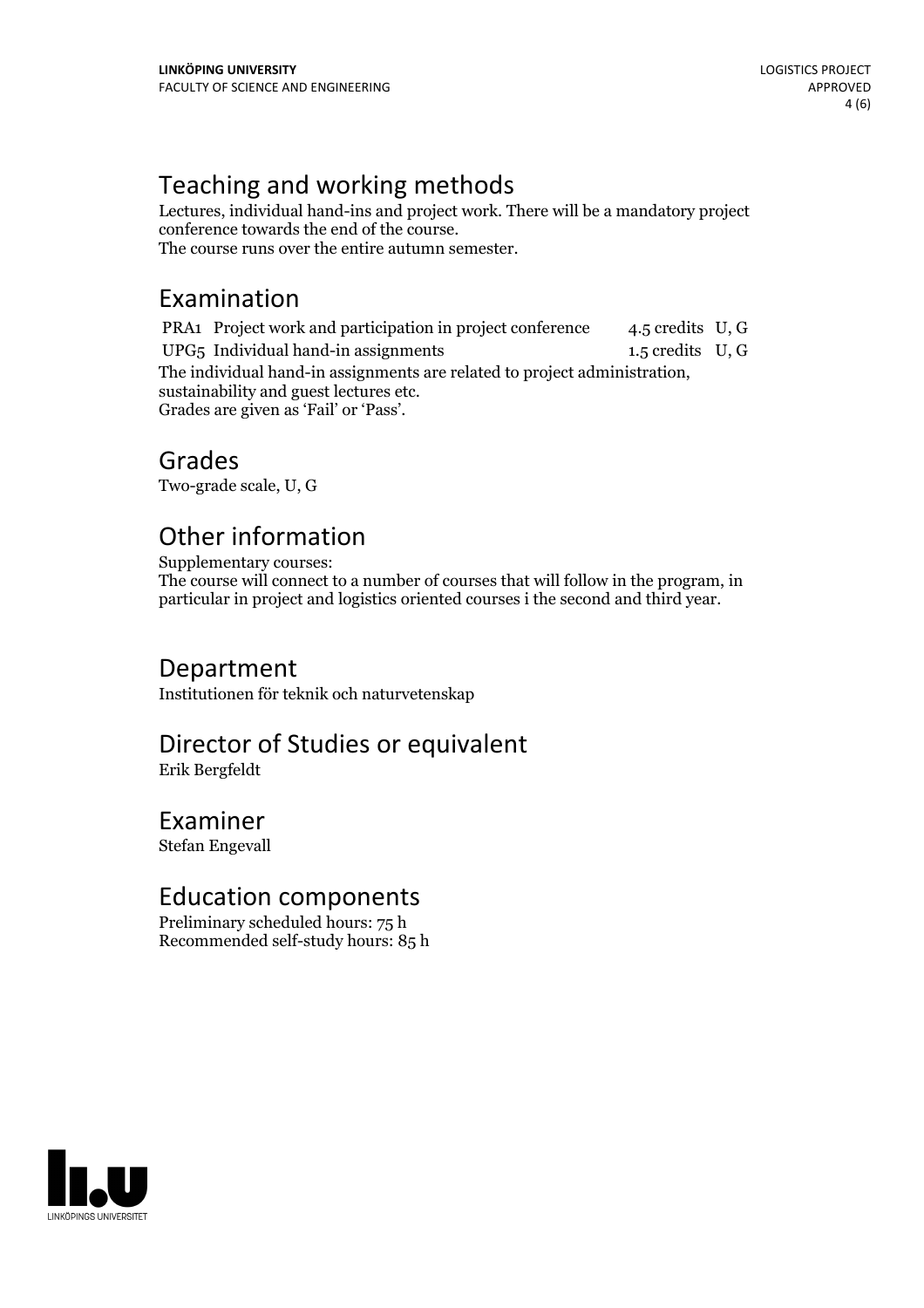## Teaching and working methods

Lectures, individual hand-ins and project work. There will be a mandatory project conference towards the end of the course.
The course runs over the entire autumn semester.

## Examination

| | | | |
|---|---|---|---|
| PRA1 | Project work and participation in project conference | 4.5 credits | U, G |
| UPG5 | Individual hand-in assignments | 1.5 credits | U, G |

The individual hand-in assignments are related to project administration, sustainability and guest lectures etc.
Grades are given as 'Fail' or 'Pass'.

## Grades

Two-grade scale, U, G

## Other information

Supplementary courses:
The course will connect to a number of courses that will follow in the program, in particular in project and logistics oriented courses i the second and third year.

## Department

Institutionen för teknik och naturvetenskap

## Director of Studies or equivalent

Erik Bergfeldt

## Examiner

Stefan Engevall

## Education components

Preliminary scheduled hours: 75 h
Recommended self-study hours: 85 h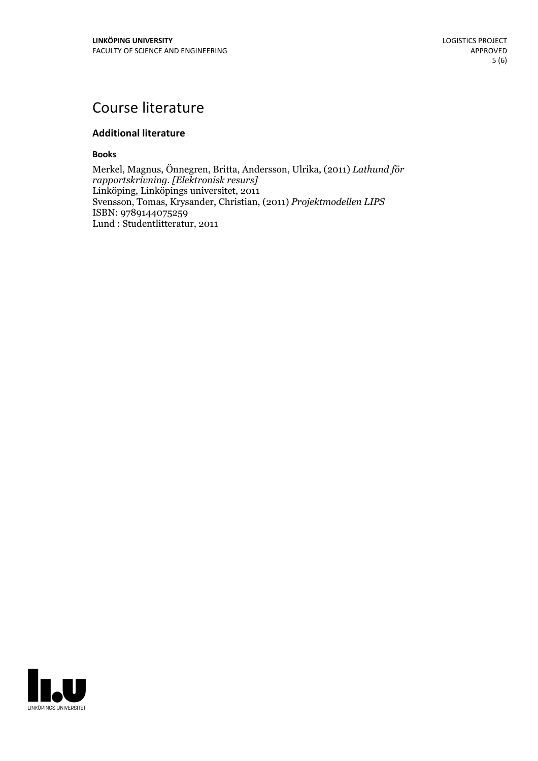# Course literature

### Additional literature

**Books**

Merkel, Magnus, Önnegren, Britta, Andersson, Ulrika, (2011) *Lathund för rapportskrivning. [Elektronisk resurs]*
Linköping, Linköpings universitet, 2011
Svensson, Tomas, Krysander, Christian, (2011) *Projektmodellen LIPS*
ISBN: 9789144075259
Lund : Studentlitteratur, 2011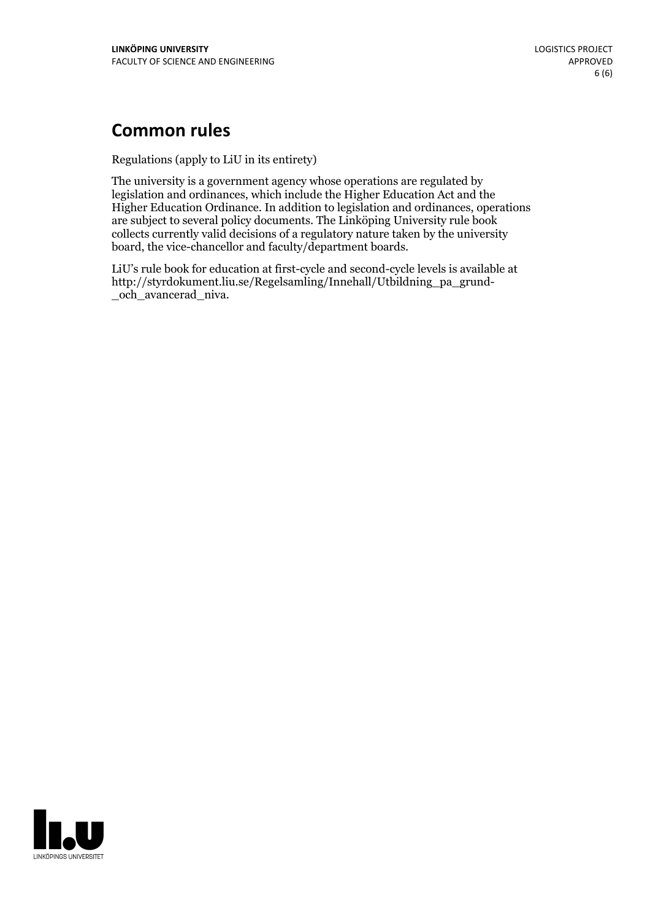# Common rules

Regulations (apply to LiU in its entirety)

The university is a government agency whose operations are regulated by legislation and ordinances, which include the Higher Education Act and the Higher Education Ordinance. In addition to legislation and ordinances, operations are subject to several policy documents. The Linköping University rule book collects currently valid decisions of a regulatory nature taken by the university board, the vice-chancellor and faculty/department boards.

LiU's rule book for education at first-cycle and second-cycle levels is available at http://styrdokument.liu.se/Regelsamling/Innehall/Utbildning_pa_grund-_och_avancerad_niva.